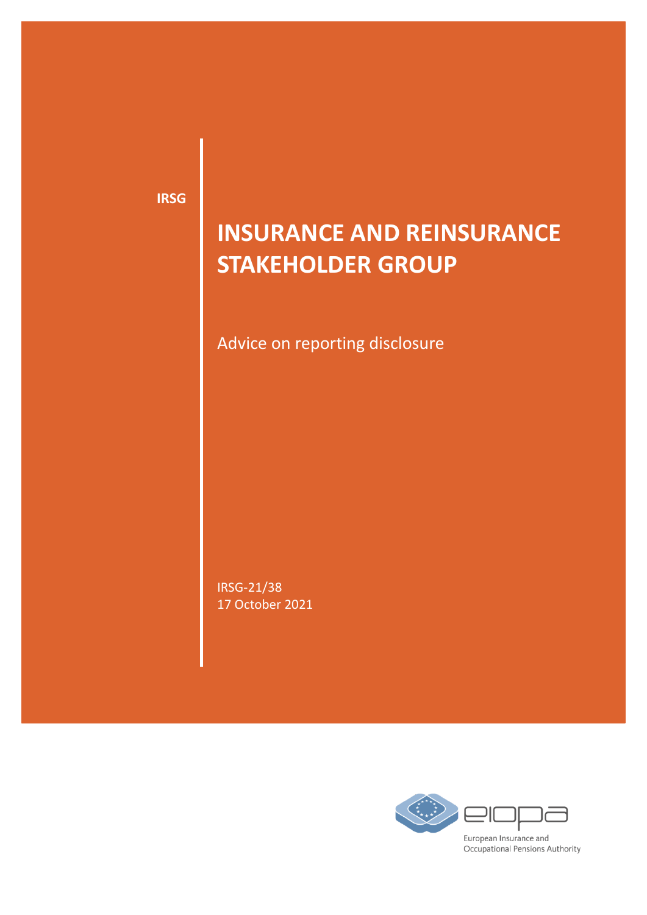IRSG

# INSURANCE AND REINSURANCE STAKEHOLDER GROUP

Advice on reporting disclosure

IRSG-21/38
17 October 2021

European Insurance and Occupational Pensions Authority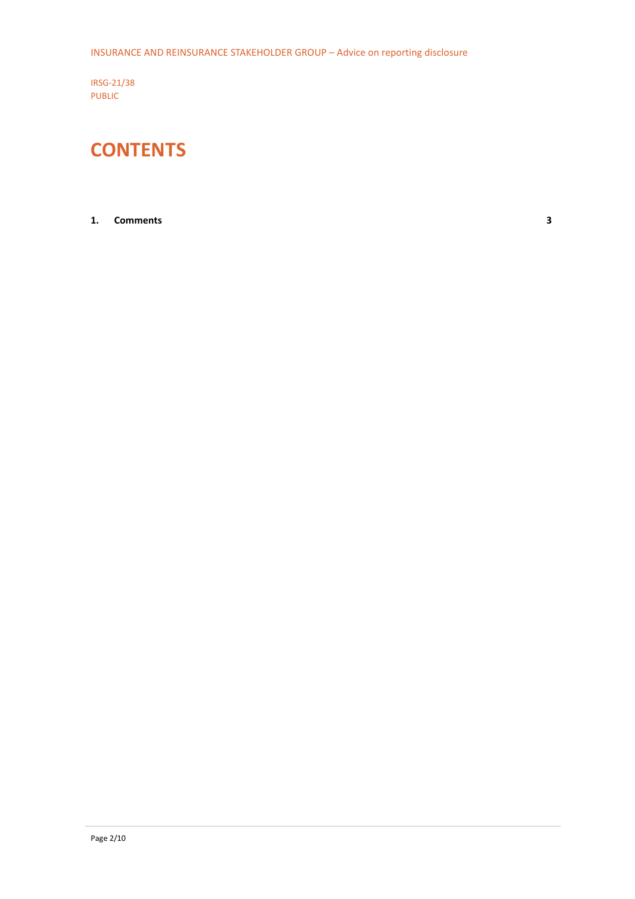IRSG-21/38
PUBLIC

# CONTENTS

**1. Comments 3**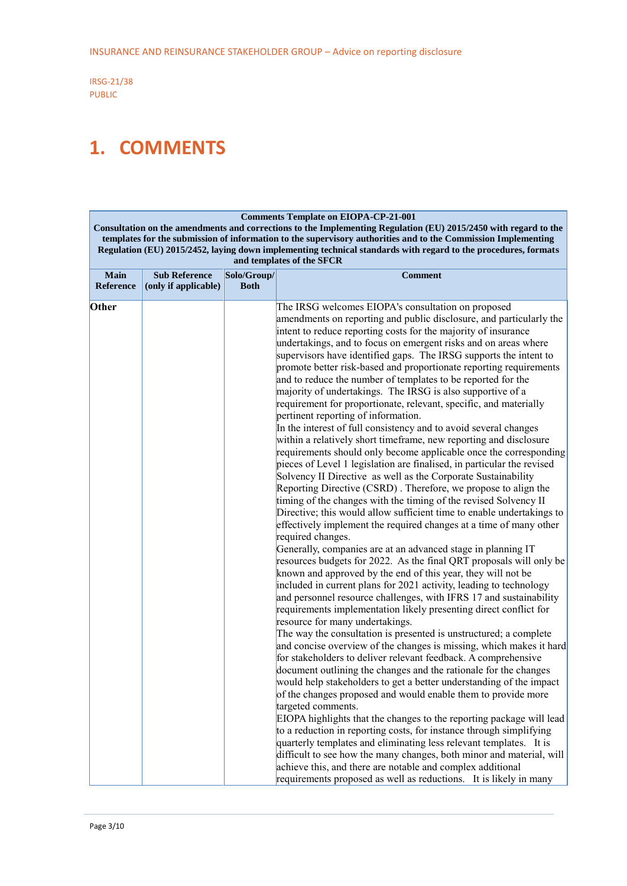# 1. COMMENTS

| Comments Template on EIOPA-CP-21-001<br>Consultation on the amendments and corrections to the Implementing Regulation (EU) 2015/2450 with regard to the templates for the submission of information to the supervisory authorities and to the Commission Implementing Regulation (EU) 2015/2452, laying down implementing technical standards with regard to the procedures, formats and templates of the SFCR | | | |
|---|---|---|---|
| **Main Reference** | **Sub Reference (only if applicable)** | **Solo/Group/ Both** | **Comment** |
| **Other** | | | The IRSG welcomes EIOPA's consultation on proposed amendments on reporting and public disclosure, and particularly the intent to reduce reporting costs for the majority of insurance undertakings, and to focus on emergent risks and on areas where supervisors have identified gaps. The IRSG supports the intent to promote better risk-based and proportionate reporting requirements and to reduce the number of templates to be reported for the majority of undertakings. The IRSG is also supportive of a requirement for proportionate, relevant, specific, and materially pertinent reporting of information.<br>In the interest of full consistency and to avoid several changes within a relatively short timeframe, new reporting and disclosure requirements should only become applicable once the corresponding pieces of Level 1 legislation are finalised, in particular the revised Solvency II Directive as well as the Corporate Sustainability Reporting Directive (CSRD) . Therefore, we propose to align the timing of the changes with the timing of the revised Solvency II Directive; this would allow sufficient time to enable undertakings to effectively implement the required changes at a time of many other required changes.<br>Generally, companies are at an advanced stage in planning IT resources budgets for 2022. As the final QRT proposals will only be known and approved by the end of this year, they will not be included in current plans for 2021 activity, leading to technology and personnel resource challenges, with IFRS 17 and sustainability requirements implementation likely presenting direct conflict for resource for many undertakings.<br>The way the consultation is presented is unstructured; a complete and concise overview of the changes is missing, which makes it hard for stakeholders to deliver relevant feedback. A comprehensive document outlining the changes and the rationale for the changes would help stakeholders to get a better understanding of the impact of the changes proposed and would enable them to provide more targeted comments.<br>EIOPA highlights that the changes to the reporting package will lead to a reduction in reporting costs, for instance through simplifying quarterly templates and eliminating less relevant templates. It is difficult to see how the many changes, both minor and material, will achieve this, and there are notable and complex additional requirements proposed as well as reductions. It is likely in many |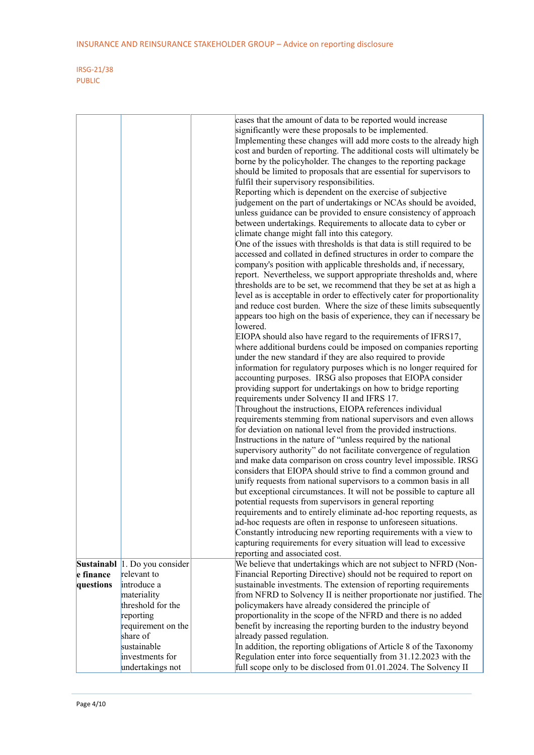| | | | |
|---|---|---|---|
| | | | cases that the amount of data to be reported would increase significantly were these proposals to be implemented. Implementing these changes will add more costs to the already high cost and burden of reporting. The additional costs will ultimately be borne by the policyholder. The changes to the reporting package should be limited to proposals that are essential for supervisors to fulfil their supervisory responsibilities. Reporting which is dependent on the exercise of subjective judgement on the part of undertakings or NCAs should be avoided, unless guidance can be provided to ensure consistency of approach between undertakings. Requirements to allocate data to cyber or climate change might fall into this category. One of the issues with thresholds is that data is still required to be accessed and collated in defined structures in order to compare the company's position with applicable thresholds and, if necessary, report. Nevertheless, we support appropriate thresholds and, where thresholds are to be set, we recommend that they be set at as high a level as is acceptable in order to effectively cater for proportionality and reduce cost burden. Where the size of these limits subsequently appears too high on the basis of experience, they can if necessary be lowered. EIOPA should also have regard to the requirements of IFRS17, where additional burdens could be imposed on companies reporting under the new standard if they are also required to provide information for regulatory purposes which is no longer required for accounting purposes. IRSG also proposes that EIOPA consider providing support for undertakings on how to bridge reporting requirements under Solvency II and IFRS 17. Throughout the instructions, EIOPA references individual requirements stemming from national supervisors and even allows for deviation on national level from the provided instructions. Instructions in the nature of "unless required by the national supervisory authority" do not facilitate convergence of regulation and make data comparison on cross country level impossible. IRSG considers that EIOPA should strive to find a common ground and unify requests from national supervisors to a common basis in all but exceptional circumstances. It will not be possible to capture all potential requests from supervisors in general reporting requirements and to entirely eliminate ad-hoc reporting requests, as ad-hoc requests are often in response to unforeseen situations. Constantly introducing new reporting requirements with a view to capturing requirements for every situation will lead to excessive reporting and associated cost. |
| **Sustainable finance questions** | 1. Do you consider relevant to introduce a materiality threshold for the reporting requirement on the share of sustainable investments for undertakings not | | We believe that undertakings which are not subject to NFRD (Non-Financial Reporting Directive) should not be required to report on sustainable investments. The extension of reporting requirements from NFRD to Solvency II is neither proportionate nor justified. The policymakers have already considered the principle of proportionality in the scope of the NFRD and there is no added benefit by increasing the reporting burden to the industry beyond already passed regulation. In addition, the reporting obligations of Article 8 of the Taxonomy Regulation enter into force sequentially from 31.12.2023 with the full scope only to be disclosed from 01.01.2024. The Solvency II |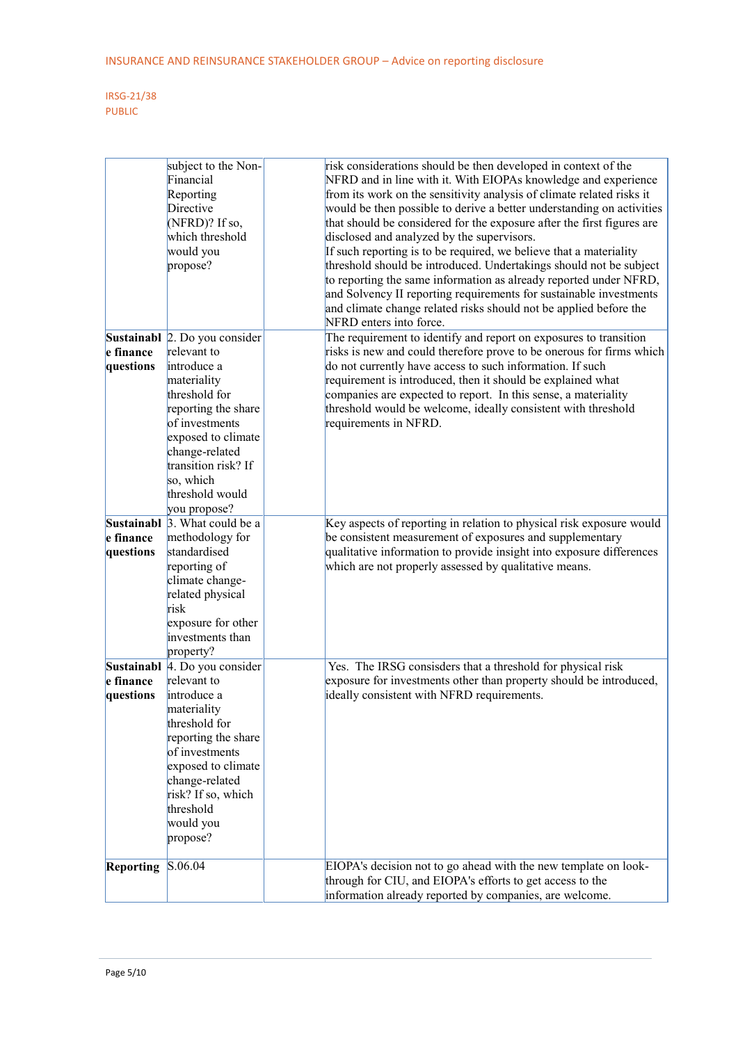| | | | |
|---|---|---|---|
| | subject to the Non-Financial Reporting Directive (NFRD)? If so, which threshold would you propose? | | risk considerations should be then developed in context of the NFRD and in line with it. With EIOPAs knowledge and experience from its work on the sensitivity analysis of climate related risks it would be then possible to derive a better understanding on activities that should be considered for the exposure after the first figures are disclosed and analyzed by the supervisors.<br>If such reporting is to be required, we believe that a materiality threshold should be introduced. Undertakings should not be subject to reporting the same information as already reported under NFRD, and Solvency II reporting requirements for sustainable investments and climate change related risks should not be applied before the NFRD enters into force. |
| **Sustainable finance questions** | 2. Do you consider relevant to introduce a materiality threshold for reporting the share of investments exposed to climate change-related transition risk? If so, which threshold would you propose? | | The requirement to identify and report on exposures to transition risks is new and could therefore prove to be onerous for firms which do not currently have access to such information. If such requirement is introduced, then it should be explained what companies are expected to report. In this sense, a materiality threshold would be welcome, ideally consistent with threshold requirements in NFRD. |
| **Sustainable finance questions** | 3. What could be a methodology for standardised reporting of climate change-related physical risk exposure for other investments than property? | | Key aspects of reporting in relation to physical risk exposure would be consistent measurement of exposures and supplementary qualitative information to provide insight into exposure differences which are not properly assessed by qualitative means. |
| **Sustainable finance questions** | 4. Do you consider relevant to introduce a materiality threshold for reporting the share of investments exposed to climate change-related risk? If so, which threshold would you propose? | | Yes. The IRSG consisders that a threshold for physical risk exposure for investments other than property should be introduced, ideally consistent with NFRD requirements. |
| **Reporting** | S.06.04 | | EIOPA's decision not to go ahead with the new template on look-through for CIU, and EIOPA's efforts to get access to the information already reported by companies, are welcome. |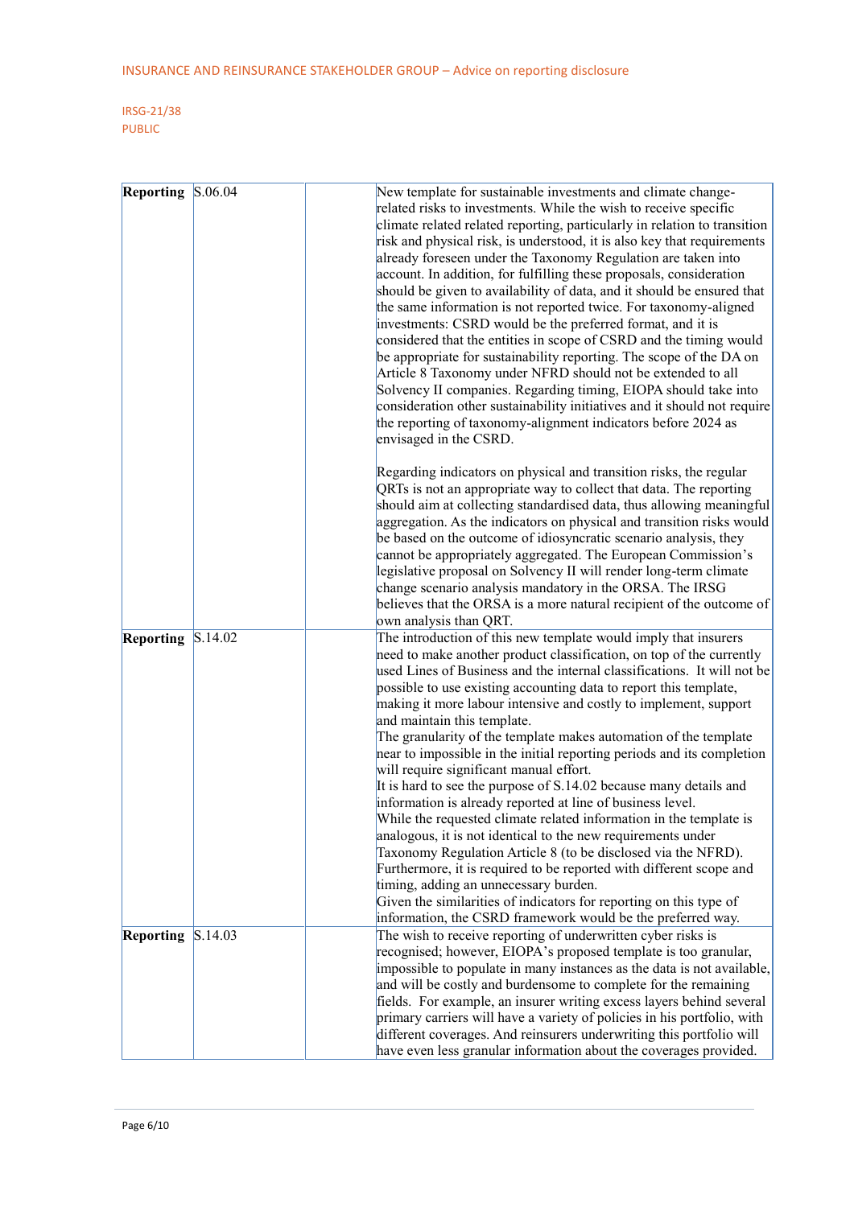| Reporting | S.06.04 | | New template for sustainable investments and climate change-related risks to investments. While the wish to receive specific climate related related reporting, particularly in relation to transition risk and physical risk, is understood, it is also key that requirements already foreseen under the Taxonomy Regulation are taken into account. In addition, for fulfilling these proposals, consideration should be given to availability of data, and it should be ensured that the same information is not reported twice. For taxonomy-aligned investments: CSRD would be the preferred format, and it is considered that the entities in scope of CSRD and the timing would be appropriate for sustainability reporting. The scope of the DA on Article 8 Taxonomy under NFRD should not be extended to all Solvency II companies. Regarding timing, EIOPA should take into consideration other sustainability initiatives and it should not require the reporting of taxonomy-alignment indicators before 2024 as envisaged in the CSRD.<br><br>Regarding indicators on physical and transition risks, the regular QRTs is not an appropriate way to collect that data. The reporting should aim at collecting standardised data, thus allowing meaningful aggregation. As the indicators on physical and transition risks would be based on the outcome of idiosyncratic scenario analysis, they cannot be appropriately aggregated. The European Commission's legislative proposal on Solvency II will render long-term climate change scenario analysis mandatory in the ORSA. The IRSG believes that the ORSA is a more natural recipient of the outcome of own analysis than QRT. |
|---|---|---|---|
| **Reporting** | S.14.02 | | The introduction of this new template would imply that insurers need to make another product classification, on top of the currently used Lines of Business and the internal classifications. It will not be possible to use existing accounting data to report this template, making it more labour intensive and costly to implement, support and maintain this template.<br>The granularity of the template makes automation of the template near to impossible in the initial reporting periods and its completion will require significant manual effort.<br>It is hard to see the purpose of S.14.02 because many details and information is already reported at line of business level.<br>While the requested climate related information in the template is analogous, it is not identical to the new requirements under Taxonomy Regulation Article 8 (to be disclosed via the NFRD). Furthermore, it is required to be reported with different scope and timing, adding an unnecessary burden.<br>Given the similarities of indicators for reporting on this type of information, the CSRD framework would be the preferred way. |
| **Reporting** | S.14.03 | | The wish to receive reporting of underwritten cyber risks is recognised; however, EIOPA's proposed template is too granular, impossible to populate in many instances as the data is not available, and will be costly and burdensome to complete for the remaining fields. For example, an insurer writing excess layers behind several primary carriers will have a variety of policies in his portfolio, with different coverages. And reinsurers underwriting this portfolio will have even less granular information about the coverages provided. |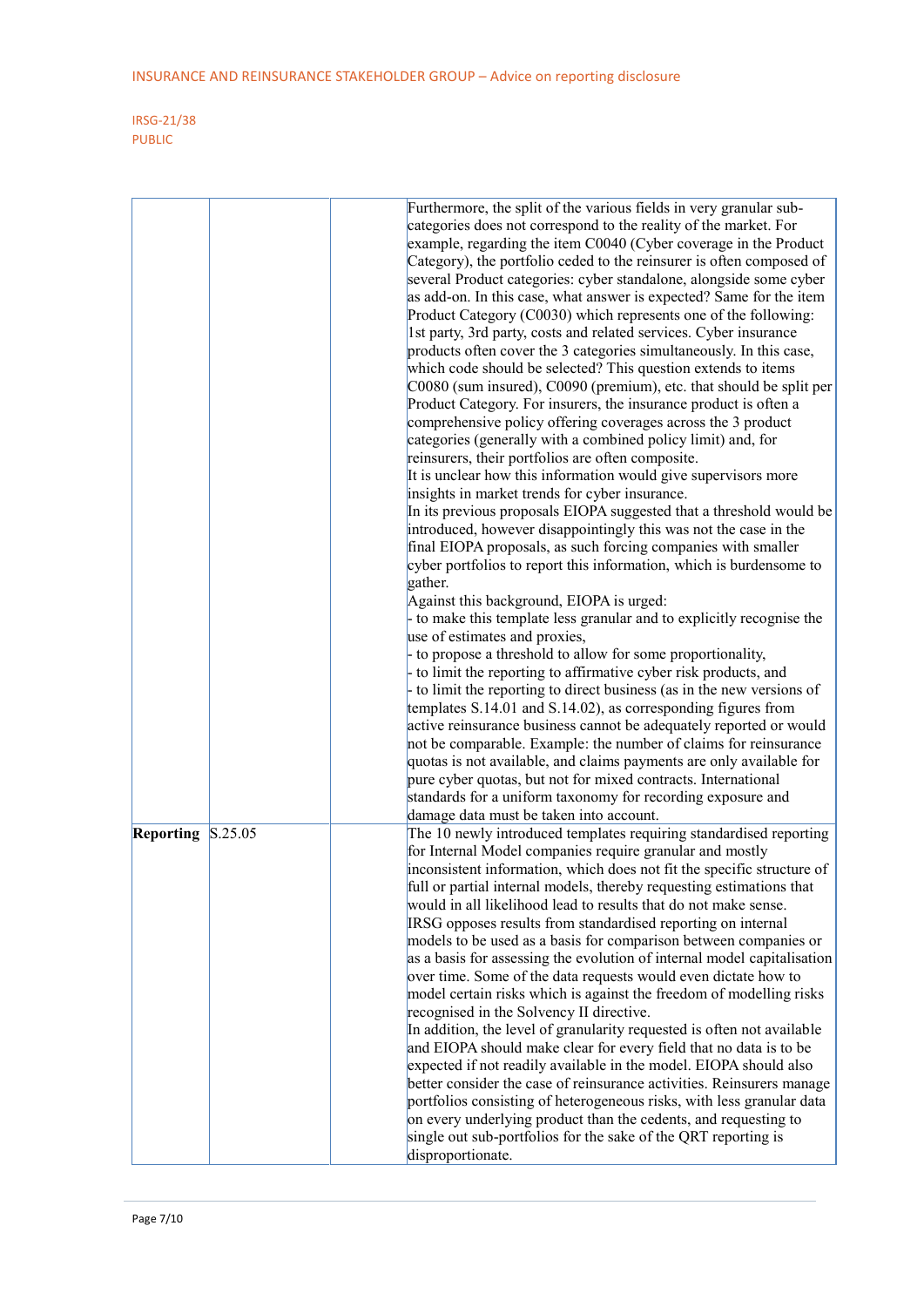| | | | |
|---|---|---|---|
| | | | Furthermore, the split of the various fields in very granular sub-categories does not correspond to the reality of the market. For example, regarding the item C0040 (Cyber coverage in the Product Category), the portfolio ceded to the reinsurer is often composed of several Product categories: cyber standalone, alongside some cyber as add-on. In this case, what answer is expected? Same for the item Product Category (C0030) which represents one of the following: 1st party, 3rd party, costs and related services. Cyber insurance products often cover the 3 categories simultaneously. In this case, which code should be selected? This question extends to items C0080 (sum insured), C0090 (premium), etc. that should be split per Product Category. For insurers, the insurance product is often a comprehensive policy offering coverages across the 3 product categories (generally with a combined policy limit) and, for reinsurers, their portfolios are often composite.<br>It is unclear how this information would give supervisors more insights in market trends for cyber insurance.<br>In its previous proposals EIOPA suggested that a threshold would be introduced, however disappointingly this was not the case in the final EIOPA proposals, as such forcing companies with smaller cyber portfolios to report this information, which is burdensome to gather.<br>Against this background, EIOPA is urged:<br>- to make this template less granular and to explicitly recognise the use of estimates and proxies,<br>- to propose a threshold to allow for some proportionality,<br>- to limit the reporting to affirmative cyber risk products, and<br>- to limit the reporting to direct business (as in the new versions of templates S.14.01 and S.14.02), as corresponding figures from active reinsurance business cannot be adequately reported or would not be comparable. Example: the number of claims for reinsurance quotas is not available, and claims payments are only available for pure cyber quotas, but not for mixed contracts. International standards for a uniform taxonomy for recording exposure and damage data must be taken into account. |
| **Reporting** | S.25.05 | | The 10 newly introduced templates requiring standardised reporting for Internal Model companies require granular and mostly inconsistent information, which does not fit the specific structure of full or partial internal models, thereby requesting estimations that would in all likelihood lead to results that do not make sense.<br>IRSG opposes results from standardised reporting on internal models to be used as a basis for comparison between companies or as a basis for assessing the evolution of internal model capitalisation over time. Some of the data requests would even dictate how to model certain risks which is against the freedom of modelling risks recognised in the Solvency II directive.<br>In addition, the level of granularity requested is often not available and EIOPA should make clear for every field that no data is to be expected if not readily available in the model. EIOPA should also better consider the case of reinsurance activities. Reinsurers manage portfolios consisting of heterogeneous risks, with less granular data on every underlying product than the cedents, and requesting to single out sub-portfolios for the sake of the QRT reporting is disproportionate. |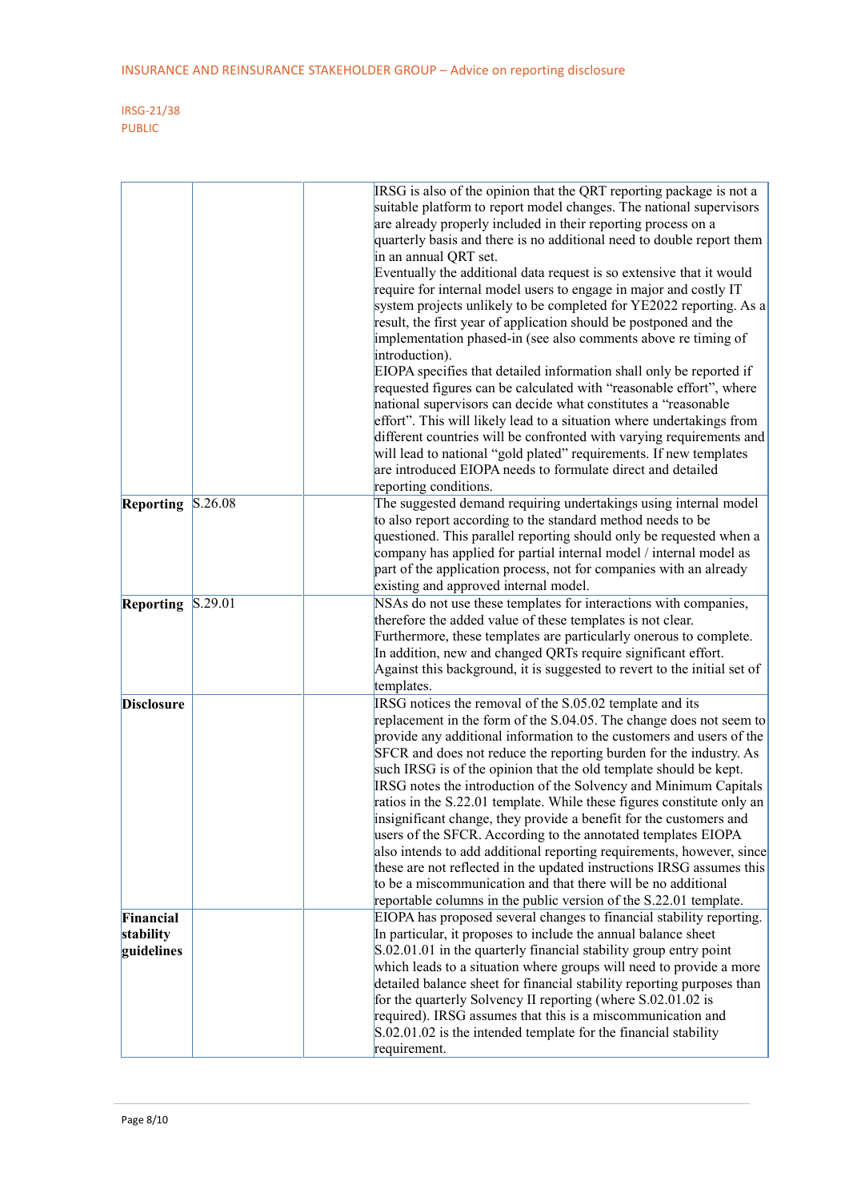| | | | |
|---|---|---|---|
| | | | IRSG is also of the opinion that the QRT reporting package is not a suitable platform to report model changes. The national supervisors are already properly included in their reporting process on a quarterly basis and there is no additional need to double report them in an annual QRT set.<br>Eventually the additional data request is so extensive that it would require for internal model users to engage in major and costly IT system projects unlikely to be completed for YE2022 reporting. As a result, the first year of application should be postponed and the implementation phased-in (see also comments above re timing of introduction).<br>EIOPA specifies that detailed information shall only be reported if requested figures can be calculated with "reasonable effort", where national supervisors can decide what constitutes a "reasonable effort". This will likely lead to a situation where undertakings from different countries will be confronted with varying requirements and will lead to national "gold plated" requirements. If new templates are introduced EIOPA needs to formulate direct and detailed reporting conditions. |
| **Reporting** | S.26.08 | | The suggested demand requiring undertakings using internal model to also report according to the standard method needs to be questioned. This parallel reporting should only be requested when a company has applied for partial internal model / internal model as part of the application process, not for companies with an already existing and approved internal model. |
| **Reporting** | S.29.01 | | NSAs do not use these templates for interactions with companies, therefore the added value of these templates is not clear. Furthermore, these templates are particularly onerous to complete. In addition, new and changed QRTs require significant effort. Against this background, it is suggested to revert to the initial set of templates. |
| **Disclosure** | | | IRSG notices the removal of the S.05.02 template and its replacement in the form of the S.04.05. The change does not seem to provide any additional information to the customers and users of the SFCR and does not reduce the reporting burden for the industry. As such IRSG is of the opinion that the old template should be kept.<br>IRSG notes the introduction of the Solvency and Minimum Capitals ratios in the S.22.01 template. While these figures constitute only an insignificant change, they provide a benefit for the customers and users of the SFCR. According to the annotated templates EIOPA also intends to add additional reporting requirements, however, since these are not reflected in the updated instructions IRSG assumes this to be a miscommunication and that there will be no additional reportable columns in the public version of the S.22.01 template. |
| **Financial stability guidelines** | | | EIOPA has proposed several changes to financial stability reporting. In particular, it proposes to include the annual balance sheet S.02.01.01 in the quarterly financial stability group entry point which leads to a situation where groups will need to provide a more detailed balance sheet for financial stability reporting purposes than for the quarterly Solvency II reporting (where S.02.01.02 is required). IRSG assumes that this is a miscommunication and S.02.01.02 is the intended template for the financial stability requirement. |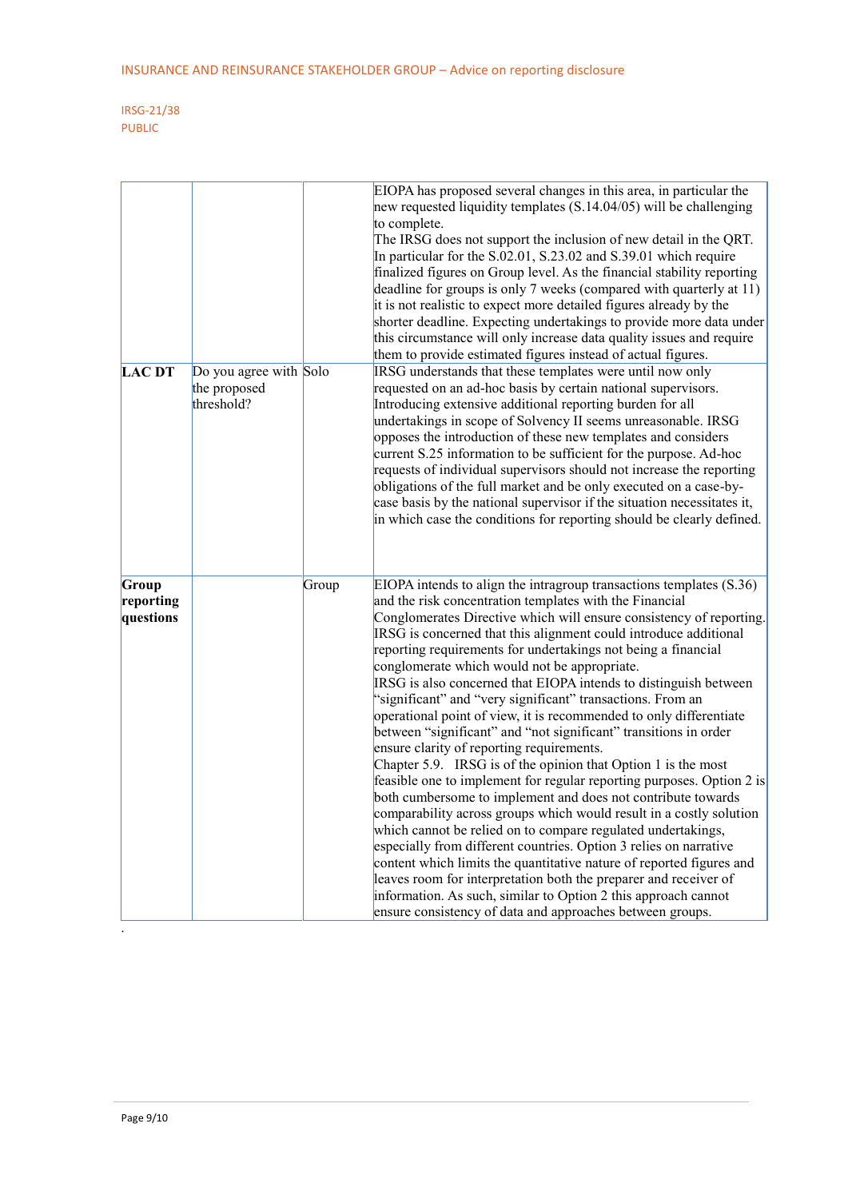| | | | |
|---|---|---|---|
| | | | EIOPA has proposed several changes in this area, in particular the new requested liquidity templates (S.14.04/05) will be challenging to complete.<br>The IRSG does not support the inclusion of new detail in the QRT. In particular for the S.02.01, S.23.02 and S.39.01 which require finalized figures on Group level. As the financial stability reporting deadline for groups is only 7 weeks (compared with quarterly at 11) it is not realistic to expect more detailed figures already by the shorter deadline. Expecting undertakings to provide more data under this circumstance will only increase data quality issues and require them to provide estimated figures instead of actual figures. |
| **LAC DT** | Do you agree with the proposed threshold? | Solo | IRSG understands that these templates were until now only requested on an ad-hoc basis by certain national supervisors. Introducing extensive additional reporting burden for all undertakings in scope of Solvency II seems unreasonable. IRSG opposes the introduction of these new templates and considers current S.25 information to be sufficient for the purpose. Ad-hoc requests of individual supervisors should not increase the reporting obligations of the full market and be only executed on a case-by-case basis by the national supervisor if the situation necessitates it, in which case the conditions for reporting should be clearly defined. |
| **Group reporting questions** | | Group | EIOPA intends to align the intragroup transactions templates (S.36) and the risk concentration templates with the Financial Conglomerates Directive which will ensure consistency of reporting. IRSG is concerned that this alignment could introduce additional reporting requirements for undertakings not being a financial conglomerate which would not be appropriate.<br>IRSG is also concerned that EIOPA intends to distinguish between "significant" and "very significant" transactions. From an operational point of view, it is recommended to only differentiate between "significant" and "not significant" transitions in order ensure clarity of reporting requirements.<br>Chapter 5.9. IRSG is of the opinion that Option 1 is the most feasible one to implement for regular reporting purposes. Option 2 is both cumbersome to implement and does not contribute towards comparability across groups which would result in a costly solution which cannot be relied on to compare regulated undertakings, especially from different countries. Option 3 relies on narrative content which limits the quantitative nature of reported figures and leaves room for interpretation both the preparer and receiver of information. As such, similar to Option 2 this approach cannot ensure consistency of data and approaches between groups. |

.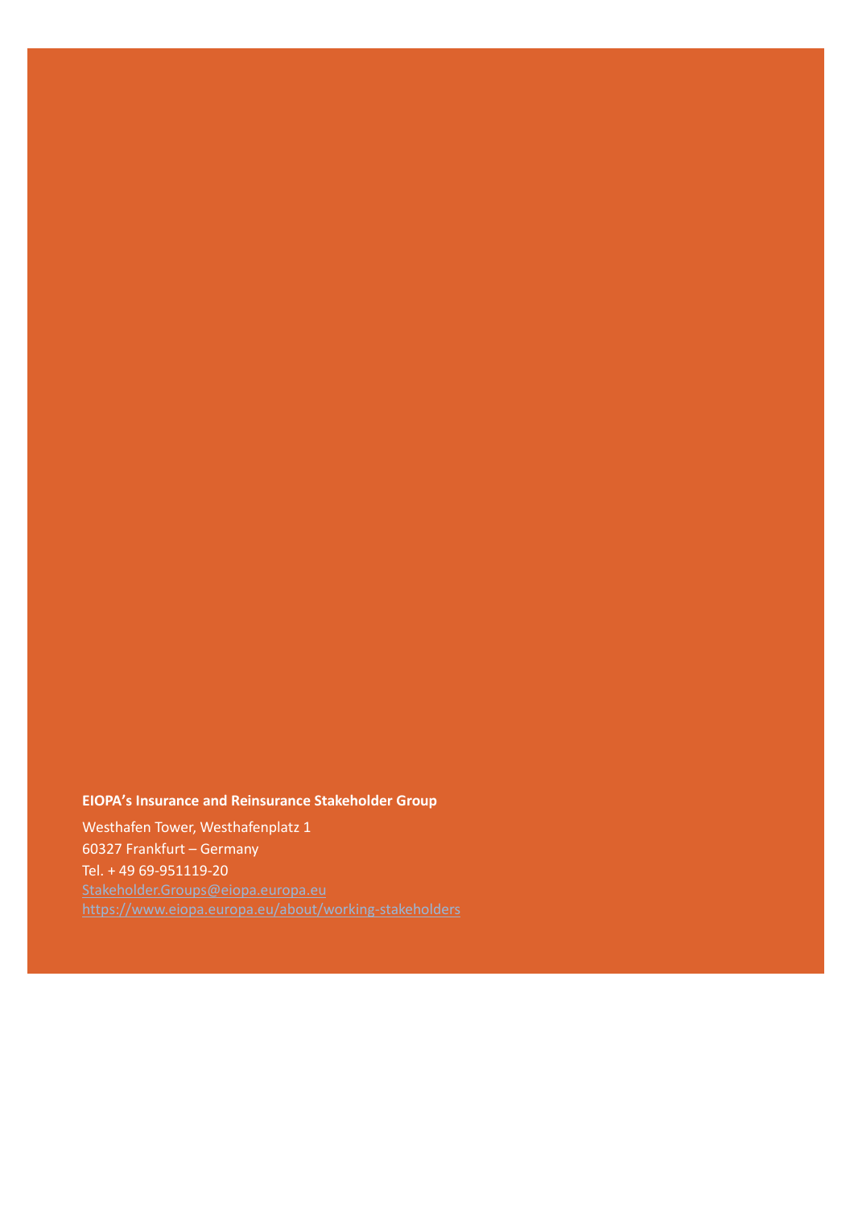**EIOPA's Insurance and Reinsurance Stakeholder Group**

Westhafen Tower, Westhafenplatz 1
60327 Frankfurt – Germany
Tel. + 49 69-951119-20
Stakeholder.Groups@eiopa.europa.eu
https://www.eiopa.europa.eu/about/working-stakeholders